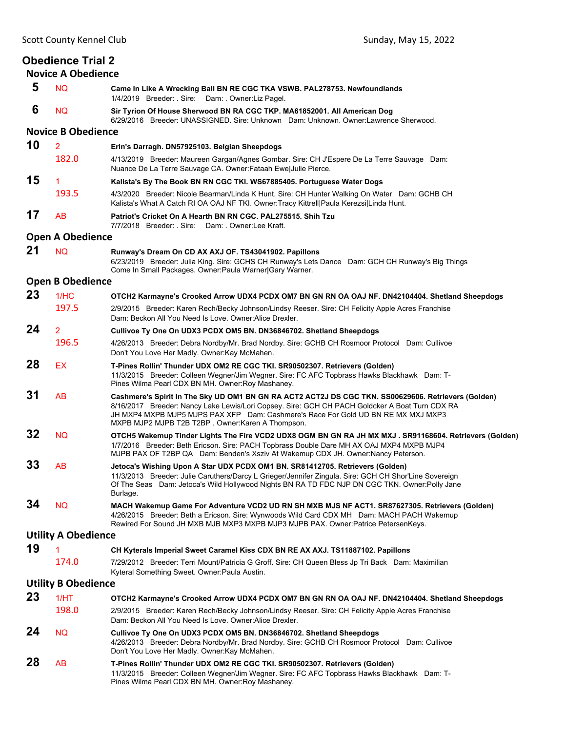## Obedience Trial 2

### Novice A Obedience

**5** NQ **Came In Like A Wrecking Ball BN RE CGC TKA VSWB. PAL278753. Newfoundlands**
1/4/2019 Breeder: . Sire: Dam: . Owner:Liz Pagel.

**6** NQ **Sir Tyrion Of House Sherwood BN RA CGC TKP. MA61852001. All American Dog**
6/29/2016 Breeder: UNASSIGNED. Sire: Unknown Dam: Unknown. Owner:Lawrence Sherwood.

### Novice B Obedience

**10** 2 **Erin's Darragh. DN57925103. Belgian Sheepdogs**
182.0 4/13/2019 Breeder: Maureen Gargan/Agnes Gombar. Sire: CH J'Espere De La Terre Sauvage Dam: Nuance De La Terre Sauvage CA. Owner:Fataah Ewe|Julie Pierce.

**15** 1 **Kalista's By The Book BN RN CGC TKI. WS67885405. Portuguese Water Dogs**
193.5 4/3/2020 Breeder: Nicole Bearman/Linda K Hunt. Sire: CH Hunter Walking On Water Dam: GCHB CH Kalista's What A Catch RI OA OAJ NF TKI. Owner:Tracy Kittrell|Paula Kerezsi|Linda Hunt.

**17** AB **Patriot's Cricket On A Hearth BN RN CGC. PAL275515. Shih Tzu**
7/7/2018 Breeder: . Sire: Dam: . Owner:Lee Kraft.

### Open A Obedience

**21** NQ **Runway's Dream On CD AX AXJ OF. TS43041902. Papillons**
6/23/2019 Breeder: Julia King. Sire: GCHS CH Runway's Lets Dance Dam: GCH CH Runway's Big Things Come In Small Packages. Owner:Paula Warner|Gary Warner.

### Open B Obedience

**23** 1/HC **OTCH2 Karmayne's Crooked Arrow UDX4 PCDX OM7 BN GN RN OA OAJ NF. DN42104404. Shetland Sheepdogs**
197.5 2/9/2015 Breeder: Karen Rech/Becky Johnson/Lindsy Reeser. Sire: CH Felicity Apple Acres Franchise Dam: Beckon All You Need Is Love. Owner:Alice Drexler.

**24** 2 **Cullivoe Ty One On UDX3 PCDX OM5 BN. DN36846702. Shetland Sheepdogs**
196.5 4/26/2013 Breeder: Debra Nordby/Mr. Brad Nordby. Sire: GCHB CH Rosmoor Protocol Dam: Cullivoe Don't You Love Her Madly. Owner:Kay McMahen.

**28** EX **T-Pines Rollin' Thunder UDX OM2 RE CGC TKI. SR90502307. Retrievers (Golden)**
11/3/2015 Breeder: Colleen Wegner/Jim Wegner. Sire: FC AFC Topbrass Hawks Blackhawk Dam: T-Pines Wilma Pearl CDX BN MH. Owner:Roy Mashaney.

**31** AB **Cashmere's Spirit In The Sky UD OM1 BN GN RA ACT2 ACT2J DS CGC TKN. SS00629606. Retrievers (Golden)**
8/16/2017 Breeder: Nancy Lake Lewis/Lori Copsey. Sire: GCH CH PACH Goldcker A Boat Turn CDX RA JH MXP4 MXPB MJP5 MJPS PAX XFP Dam: Cashmere's Race For Gold UD BN RE MX MXJ MXP3 MXPB MJP2 MJPB T2B T2BP . Owner:Karen A Thompson.

**32** NQ **OTCH5 Wakemup Tinder Lights The Fire VCD2 UDX8 OGM BN GN RA JH MX MXJ . SR91168604. Retrievers (Golden)**
1/7/2016 Breeder: Beth Ericson. Sire: PACH Topbrass Double Dare MH AX OAJ MXP4 MXPB MJP4 MJPB PAX OF T2BP QA Dam: Benden's Xsziv At Wakemup CDX JH. Owner:Nancy Peterson.

**33** AB **Jetoca's Wishing Upon A Star UDX PCDX OM1 BN. SR81412705. Retrievers (Golden)**
11/3/2013 Breeder: Julie Caruthers/Darcy L Grieger/Jennifer Zingula. Sire: GCH CH Shor'Line Sovereign Of The Seas Dam: Jetoca's Wild Hollywood Nights BN RA TD FDC NJP DN CGC TKN. Owner:Polly Jane Burlage.

**34** NQ **MACH Wakemup Game For Adventure VCD2 UD RN SH MXB MJS NF ACT1. SR87627305. Retrievers (Golden)**
4/26/2015 Breeder: Beth a Ericson. Sire: Wynwoods Wild Card CDX MH Dam: MACH PACH Wakemup Rewired For Sound JH MXB MJB MXP3 MXPB MJP3 MJPB PAX. Owner:Patrice PetersenKeys.

### Utility A Obedience

**19** 1 **CH Kyterals Imperial Sweet Caramel Kiss CDX BN RE AX AXJ. TS11887102. Papillons**
174.0 7/29/2012 Breeder: Terri Mount/Patricia G Groff. Sire: CH Queen Bless Jp Tri Back Dam: Maximilian Kyteral Something Sweet. Owner:Paula Austin.

### Utility B Obedience

**23** 1/HT **OTCH2 Karmayne's Crooked Arrow UDX4 PCDX OM7 BN GN RN OA OAJ NF. DN42104404. Shetland Sheepdogs**
198.0 2/9/2015 Breeder: Karen Rech/Becky Johnson/Lindsy Reeser. Sire: CH Felicity Apple Acres Franchise Dam: Beckon All You Need Is Love. Owner:Alice Drexler.

**24** NQ **Cullivoe Ty One On UDX3 PCDX OM5 BN. DN36846702. Shetland Sheepdogs**
4/26/2013 Breeder: Debra Nordby/Mr. Brad Nordby. Sire: GCHB CH Rosmoor Protocol Dam: Cullivoe Don't You Love Her Madly. Owner:Kay McMahen.

**28** AB **T-Pines Rollin' Thunder UDX OM2 RE CGC TKI. SR90502307. Retrievers (Golden)**
11/3/2015 Breeder: Colleen Wegner/Jim Wegner. Sire: FC AFC Topbrass Hawks Blackhawk Dam: T-Pines Wilma Pearl CDX BN MH. Owner:Roy Mashaney.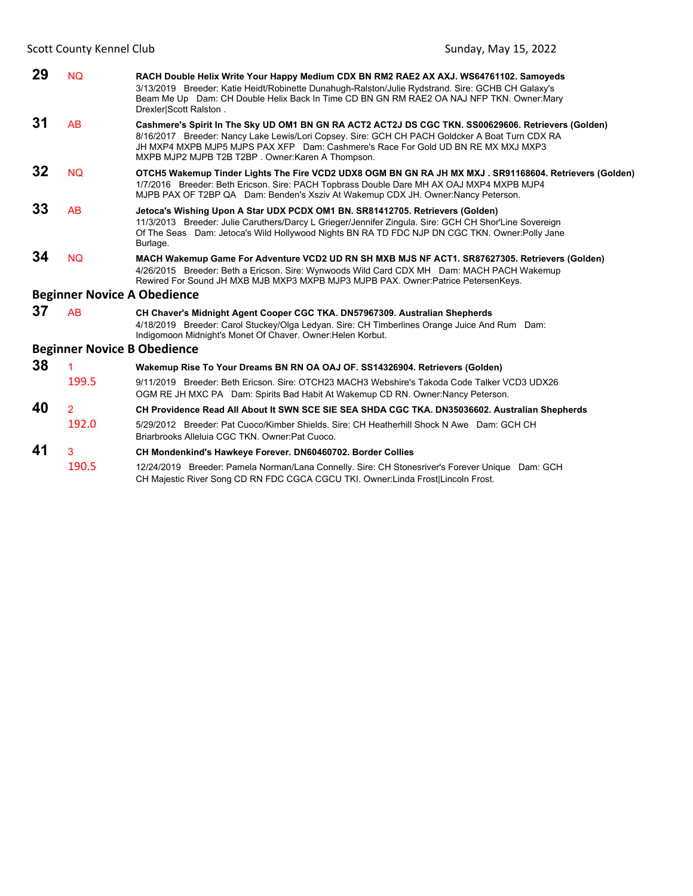**29** NQ **RACH Double Helix Write Your Happy Medium CDX BN RM2 RAE2 AX AXJ. WS64761102. Samoyeds**
3/13/2019 Breeder: Katie Heidt/Robinette Dunahugh-Ralston/Julie Rydstrand. Sire: GCHB CH Galaxy's Beam Me Up Dam: CH Double Helix Back In Time CD BN GN RM RAE2 OA NAJ NFP TKN. Owner:Mary Drexler|Scott Ralston .

**31** AB **Cashmere's Spirit In The Sky UD OM1 BN GN RA ACT2 ACT2J DS CGC TKN. SS00629606. Retrievers (Golden)**
8/16/2017 Breeder: Nancy Lake Lewis/Lori Copsey. Sire: GCH CH PACH Goldcker A Boat Turn CDX RA JH MXP4 MXPB MJP5 MJPS PAX XFP Dam: Cashmere's Race For Gold UD BN RE MX MXJ MXP3 MXPB MJP2 MJPB T2B T2BP . Owner:Karen A Thompson.

**32** NQ **OTCH5 Wakemup Tinder Lights The Fire VCD2 UDX8 OGM BN GN RA JH MX MXJ . SR91168604. Retrievers (Golden)**
1/7/2016 Breeder: Beth Ericson. Sire: PACH Topbrass Double Dare MH AX OAJ MXP4 MXPB MJP4 MJPB PAX OF T2BP QA Dam: Benden's Xsziv At Wakemup CDX JH. Owner:Nancy Peterson.

**33** AB **Jetoca's Wishing Upon A Star UDX PCDX OM1 BN. SR81412705. Retrievers (Golden)**
11/3/2013 Breeder: Julie Caruthers/Darcy L Grieger/Jennifer Zingula. Sire: GCH CH Shor'Line Sovereign Of The Seas Dam: Jetoca's Wild Hollywood Nights BN RA TD FDC NJP DN CGC TKN. Owner:Polly Jane Burlage.

**34** NQ **MACH Wakemup Game For Adventure VCD2 UD RN SH MXB MJS NF ACT1. SR87627305. Retrievers (Golden)**
4/26/2015 Breeder: Beth a Ericson. Sire: Wynwoods Wild Card CDX MH Dam: MACH PACH Wakemup Rewired For Sound JH MXB MJB MXP3 MXPB MJP3 MJPB PAX. Owner:Patrice PetersenKeys.

## Beginner Novice A Obedience

**37** AB **CH Chaver's Midnight Agent Cooper CGC TKA. DN57967309. Australian Shepherds**
4/18/2019 Breeder: Carol Stuckey/Olga Ledyan. Sire: CH Timberlines Orange Juice And Rum Dam: Indigomoon Midnight's Monet Of Chaver. Owner:Helen Korbut.

## Beginner Novice B Obedience

**38** 1 199.5 **Wakemup Rise To Your Dreams BN RN OA OAJ OF. SS14326904. Retrievers (Golden)**
9/11/2019 Breeder: Beth Ericson. Sire: OTCH23 MACH3 Webshire's Takoda Code Talker VCD3 UDX26 OGM RE JH MXC PA Dam: Spirits Bad Habit At Wakemup CD RN. Owner:Nancy Peterson.

**40** 2 192.0 **CH Providence Read All About It SWN SCE SIE SEA SHDA CGC TKA. DN35036602. Australian Shepherds**
5/29/2012 Breeder: Pat Cuoco/Kimber Shields. Sire: CH Heatherhill Shock N Awe Dam: GCH CH Briarbrooks Alleluia CGC TKN. Owner:Pat Cuoco.

**41** 3 190.5 **CH Mondenkind's Hawkeye Forever. DN60460702. Border Collies**
12/24/2019 Breeder: Pamela Norman/Lana Connelly. Sire: CH Stonesriver's Forever Unique Dam: GCH CH Majestic River Song CD RN FDC CGCA CGCU TKI. Owner:Linda Frost|Lincoln Frost.